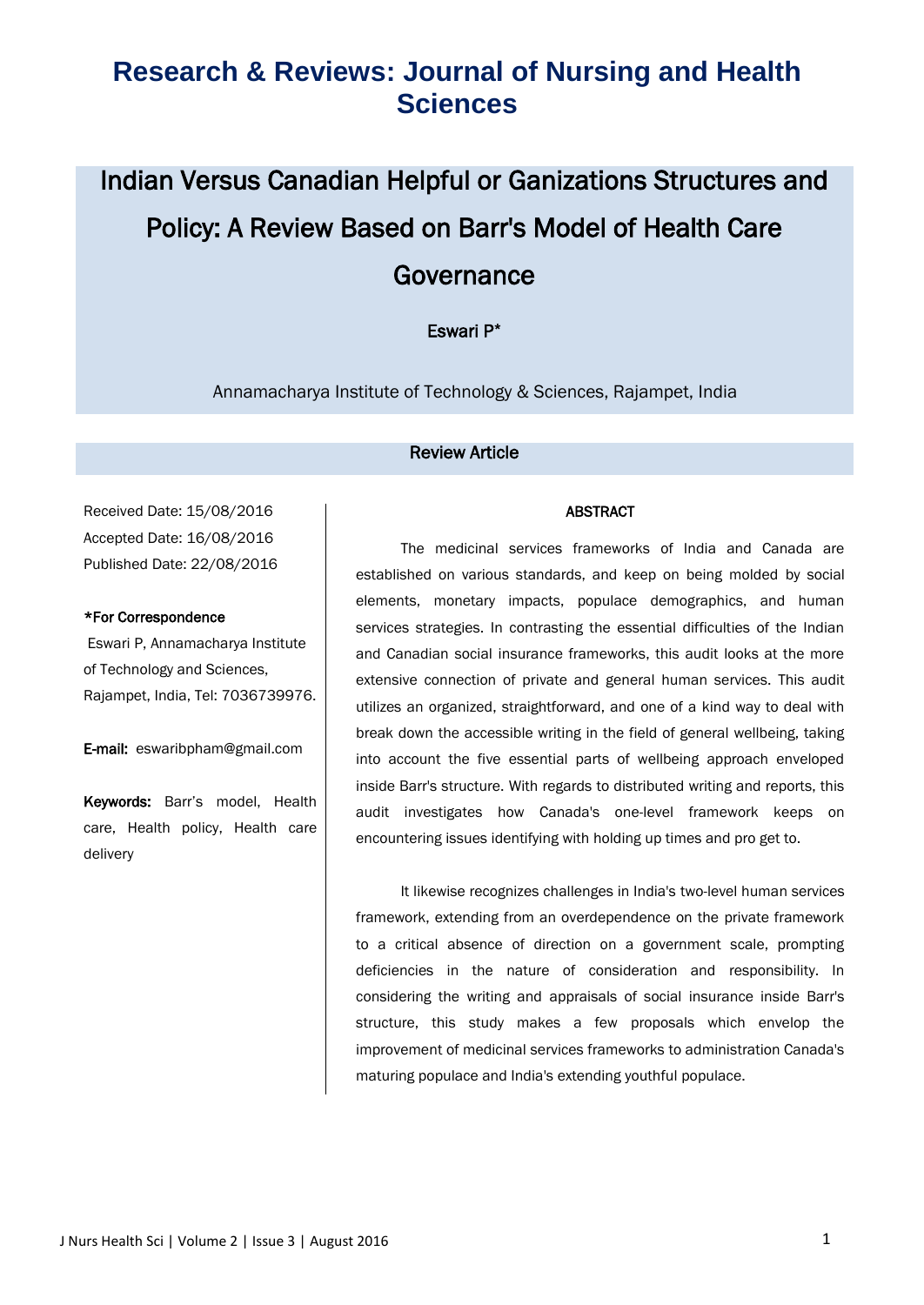# Research & Reviews: Journal of Nursing and Health Sciences

## Indian Versus Canadian Helpful or Ganizations Structures and Policy: A Review Based on Barr's Model of Health Care Governance

Eswari P*

Annamacharya Institute of Technology & Sciences, Rajampet, India

**Review Article**

Received Date: 15/08/2016
Accepted Date: 16/08/2016
Published Date: 22/08/2016

**\*For Correspondence**

Eswari P, Annamacharya Institute of Technology and Sciences, Rajampet, India, Tel: 7036739976.

**E-mail:** eswaribpham@gmail.com

**Keywords:** Barr's model, Health care, Health policy, Health care delivery

### ABSTRACT

The medicinal services frameworks of India and Canada are established on various standards, and keep on being molded by social elements, monetary impacts, populace demographics, and human services strategies. In contrasting the essential difficulties of the Indian and Canadian social insurance frameworks, this audit looks at the more extensive connection of private and general human services. This audit utilizes an organized, straightforward, and one of a kind way to deal with break down the accessible writing in the field of general wellbeing, taking into account the five essential parts of wellbeing approach enveloped inside Barr's structure. With regards to distributed writing and reports, this audit investigates how Canada's one-level framework keeps on encountering issues identifying with holding up times and pro get to.

It likewise recognizes challenges in India's two-level human services framework, extending from an overdependence on the private framework to a critical absence of direction on a government scale, prompting deficiencies in the nature of consideration and responsibility. In considering the writing and appraisals of social insurance inside Barr's structure, this study makes a few proposals which envelop the improvement of medicinal services frameworks to administration Canada's maturing populace and India's extending youthful populace.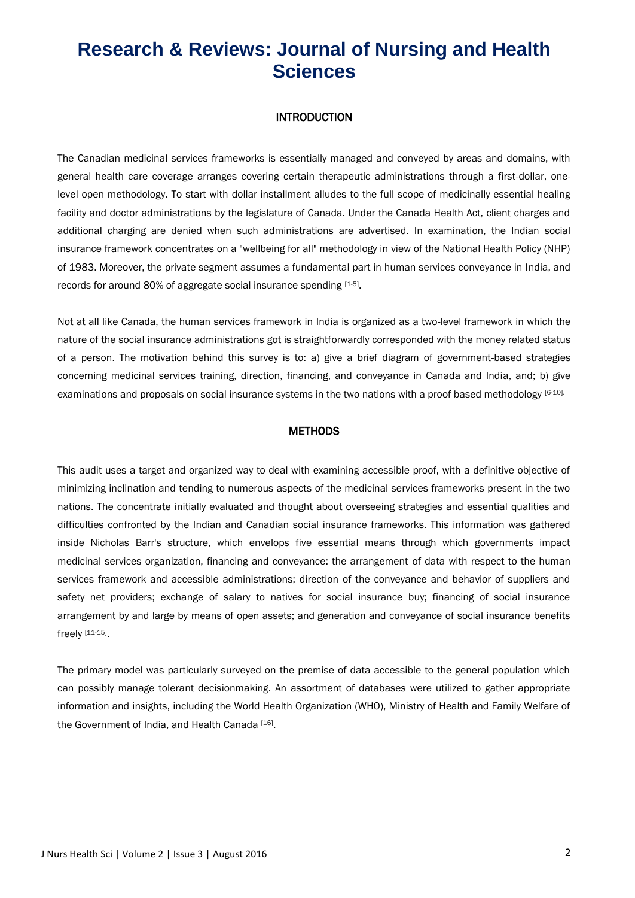## INTRODUCTION

The Canadian medicinal services frameworks is essentially managed and conveyed by areas and domains, with general health care coverage arranges covering certain therapeutic administrations through a first-dollar, one-level open methodology. To start with dollar installment alludes to the full scope of medicinally essential healing facility and doctor administrations by the legislature of Canada. Under the Canada Health Act, client charges and additional charging are denied when such administrations are advertised. In examination, the Indian social insurance framework concentrates on a "wellbeing for all" methodology in view of the National Health Policy (NHP) of 1983. Moreover, the private segment assumes a fundamental part in human services conveyance in India, and records for around 80% of aggregate social insurance spending [1-5].

Not at all like Canada, the human services framework in India is organized as a two-level framework in which the nature of the social insurance administrations got is straightforwardly corresponded with the money related status of a person. The motivation behind this survey is to: a) give a brief diagram of government-based strategies concerning medicinal services training, direction, financing, and conveyance in Canada and India, and; b) give examinations and proposals on social insurance systems in the two nations with a proof based methodology [6-10].

## METHODS

This audit uses a target and organized way to deal with examining accessible proof, with a definitive objective of minimizing inclination and tending to numerous aspects of the medicinal services frameworks present in the two nations. The concentrate initially evaluated and thought about overseeing strategies and essential qualities and difficulties confronted by the Indian and Canadian social insurance frameworks. This information was gathered inside Nicholas Barr's structure, which envelops five essential means through which governments impact medicinal services organization, financing and conveyance: the arrangement of data with respect to the human services framework and accessible administrations; direction of the conveyance and behavior of suppliers and safety net providers; exchange of salary to natives for social insurance buy; financing of social insurance arrangement by and large by means of open assets; and generation and conveyance of social insurance benefits freely [11-15].

The primary model was particularly surveyed on the premise of data accessible to the general population which can possibly manage tolerant decisionmaking. An assortment of databases were utilized to gather appropriate information and insights, including the World Health Organization (WHO), Ministry of Health and Family Welfare of the Government of India, and Health Canada [16].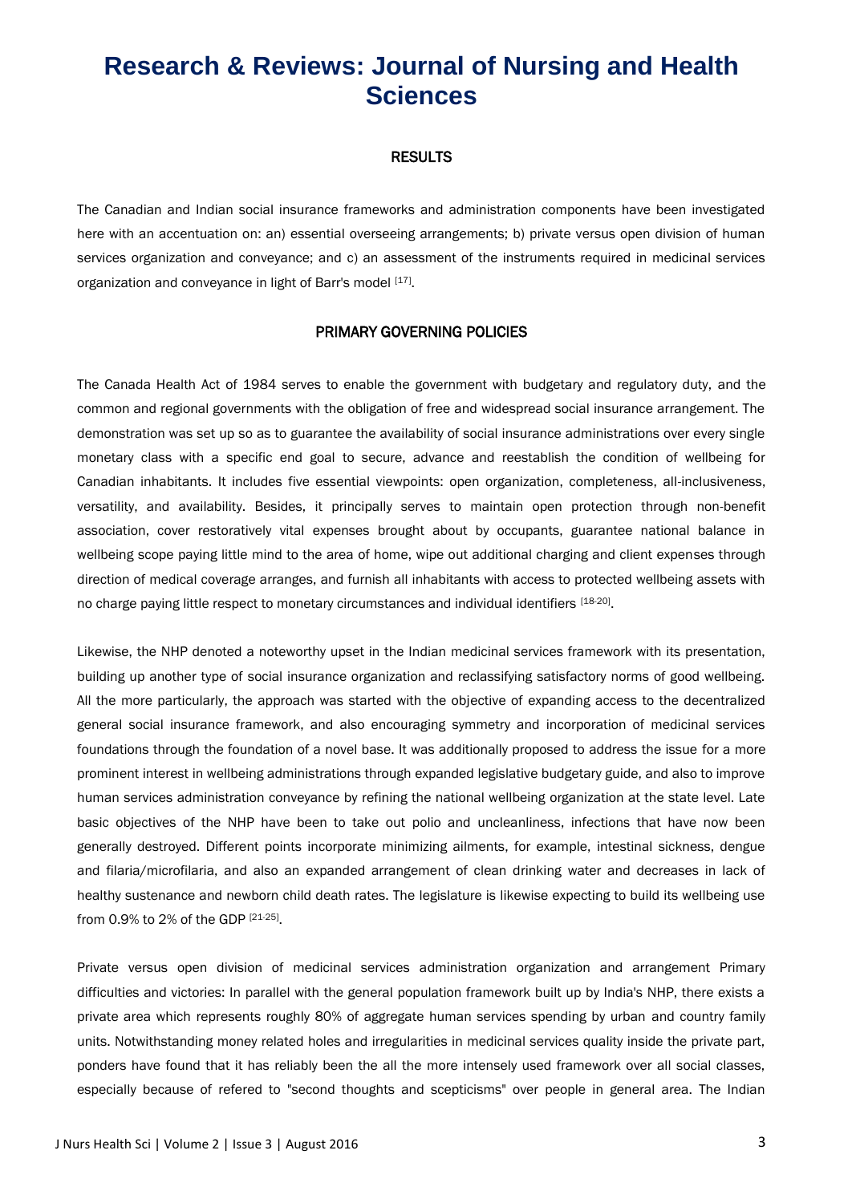## RESULTS

The Canadian and Indian social insurance frameworks and administration components have been investigated here with an accentuation on: an) essential overseeing arrangements; b) private versus open division of human services organization and conveyance; and c) an assessment of the instruments required in medicinal services organization and conveyance in light of Barr's model [17].

## PRIMARY GOVERNING POLICIES

The Canada Health Act of 1984 serves to enable the government with budgetary and regulatory duty, and the common and regional governments with the obligation of free and widespread social insurance arrangement. The demonstration was set up so as to guarantee the availability of social insurance administrations over every single monetary class with a specific end goal to secure, advance and reestablish the condition of wellbeing for Canadian inhabitants. It includes five essential viewpoints: open organization, completeness, all-inclusiveness, versatility, and availability. Besides, it principally serves to maintain open protection through non-benefit association, cover restoratively vital expenses brought about by occupants, guarantee national balance in wellbeing scope paying little mind to the area of home, wipe out additional charging and client expenses through direction of medical coverage arranges, and furnish all inhabitants with access to protected wellbeing assets with no charge paying little respect to monetary circumstances and individual identifiers [18-20].

Likewise, the NHP denoted a noteworthy upset in the Indian medicinal services framework with its presentation, building up another type of social insurance organization and reclassifying satisfactory norms of good wellbeing. All the more particularly, the approach was started with the objective of expanding access to the decentralized general social insurance framework, and also encouraging symmetry and incorporation of medicinal services foundations through the foundation of a novel base. It was additionally proposed to address the issue for a more prominent interest in wellbeing administrations through expanded legislative budgetary guide, and also to improve human services administration conveyance by refining the national wellbeing organization at the state level. Late basic objectives of the NHP have been to take out polio and uncleanliness, infections that have now been generally destroyed. Different points incorporate minimizing ailments, for example, intestinal sickness, dengue and filaria/microfilaria, and also an expanded arrangement of clean drinking water and decreases in lack of healthy sustenance and newborn child death rates. The legislature is likewise expecting to build its wellbeing use from 0.9% to 2% of the GDP [21-25].

Private versus open division of medicinal services administration organization and arrangement Primary difficulties and victories: In parallel with the general population framework built up by India's NHP, there exists a private area which represents roughly 80% of aggregate human services spending by urban and country family units. Notwithstanding money related holes and irregularities in medicinal services quality inside the private part, ponders have found that it has reliably been the all the more intensely used framework over all social classes, especially because of refered to "second thoughts and scepticisms" over people in general area. The Indian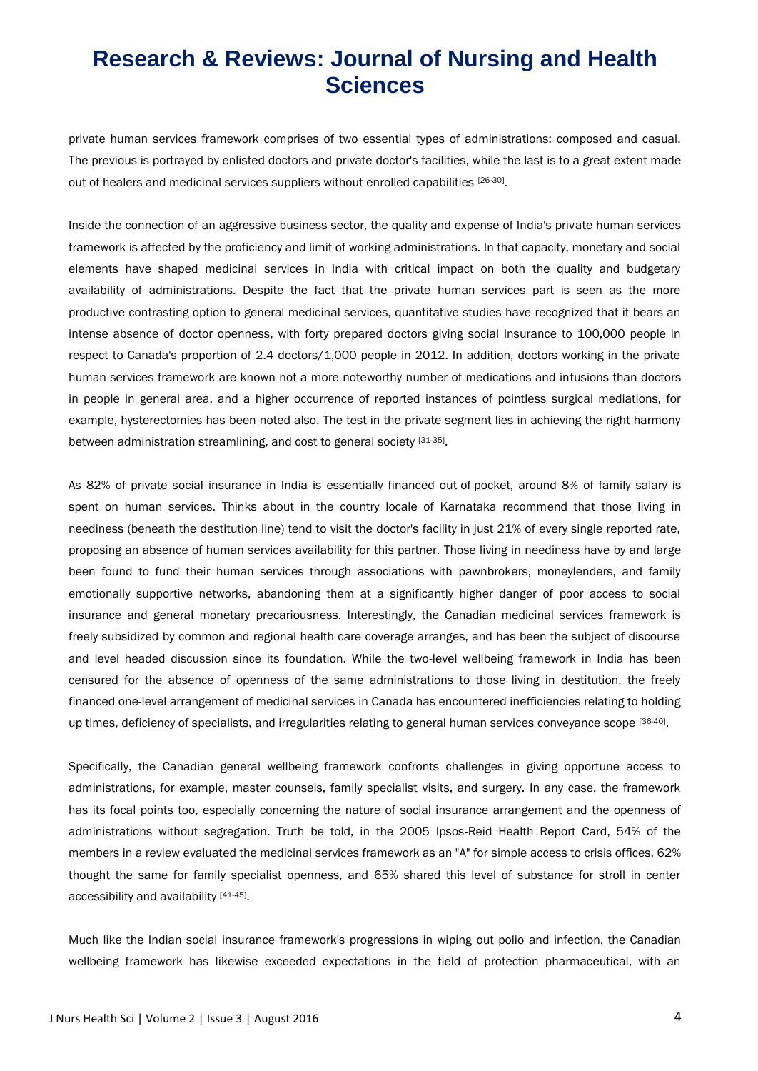private human services framework comprises of two essential types of administrations: composed and casual. The previous is portrayed by enlisted doctors and private doctor's facilities, while the last is to a great extent made out of healers and medicinal services suppliers without enrolled capabilities [26-30].

Inside the connection of an aggressive business sector, the quality and expense of India's private human services framework is affected by the proficiency and limit of working administrations. In that capacity, monetary and social elements have shaped medicinal services in India with critical impact on both the quality and budgetary availability of administrations. Despite the fact that the private human services part is seen as the more productive contrasting option to general medicinal services, quantitative studies have recognized that it bears an intense absence of doctor openness, with forty prepared doctors giving social insurance to 100,000 people in respect to Canada's proportion of 2.4 doctors/1,000 people in 2012. In addition, doctors working in the private human services framework are known not a more noteworthy number of medications and infusions than doctors in people in general area, and a higher occurrence of reported instances of pointless surgical mediations, for example, hysterectomies has been noted also. The test in the private segment lies in achieving the right harmony between administration streamlining, and cost to general society [31-35].

As 82% of private social insurance in India is essentially financed out-of-pocket, around 8% of family salary is spent on human services. Thinks about in the country locale of Karnataka recommend that those living in neediness (beneath the destitution line) tend to visit the doctor's facility in just 21% of every single reported rate, proposing an absence of human services availability for this partner. Those living in neediness have by and large been found to fund their human services through associations with pawnbrokers, moneylenders, and family emotionally supportive networks, abandoning them at a significantly higher danger of poor access to social insurance and general monetary precariousness. Interestingly, the Canadian medicinal services framework is freely subsidized by common and regional health care coverage arranges, and has been the subject of discourse and level headed discussion since its foundation. While the two-level wellbeing framework in India has been censured for the absence of openness of the same administrations to those living in destitution, the freely financed one-level arrangement of medicinal services in Canada has encountered inefficiencies relating to holding up times, deficiency of specialists, and irregularities relating to general human services conveyance scope [36-40].

Specifically, the Canadian general wellbeing framework confronts challenges in giving opportune access to administrations, for example, master counsels, family specialist visits, and surgery. In any case, the framework has its focal points too, especially concerning the nature of social insurance arrangement and the openness of administrations without segregation. Truth be told, in the 2005 Ipsos-Reid Health Report Card, 54% of the members in a review evaluated the medicinal services framework as an "A" for simple access to crisis offices, 62% thought the same for family specialist openness, and 65% shared this level of substance for stroll in center accessibility and availability [41-45].

Much like the Indian social insurance framework's progressions in wiping out polio and infection, the Canadian wellbeing framework has likewise exceeded expectations in the field of protection pharmaceutical, with an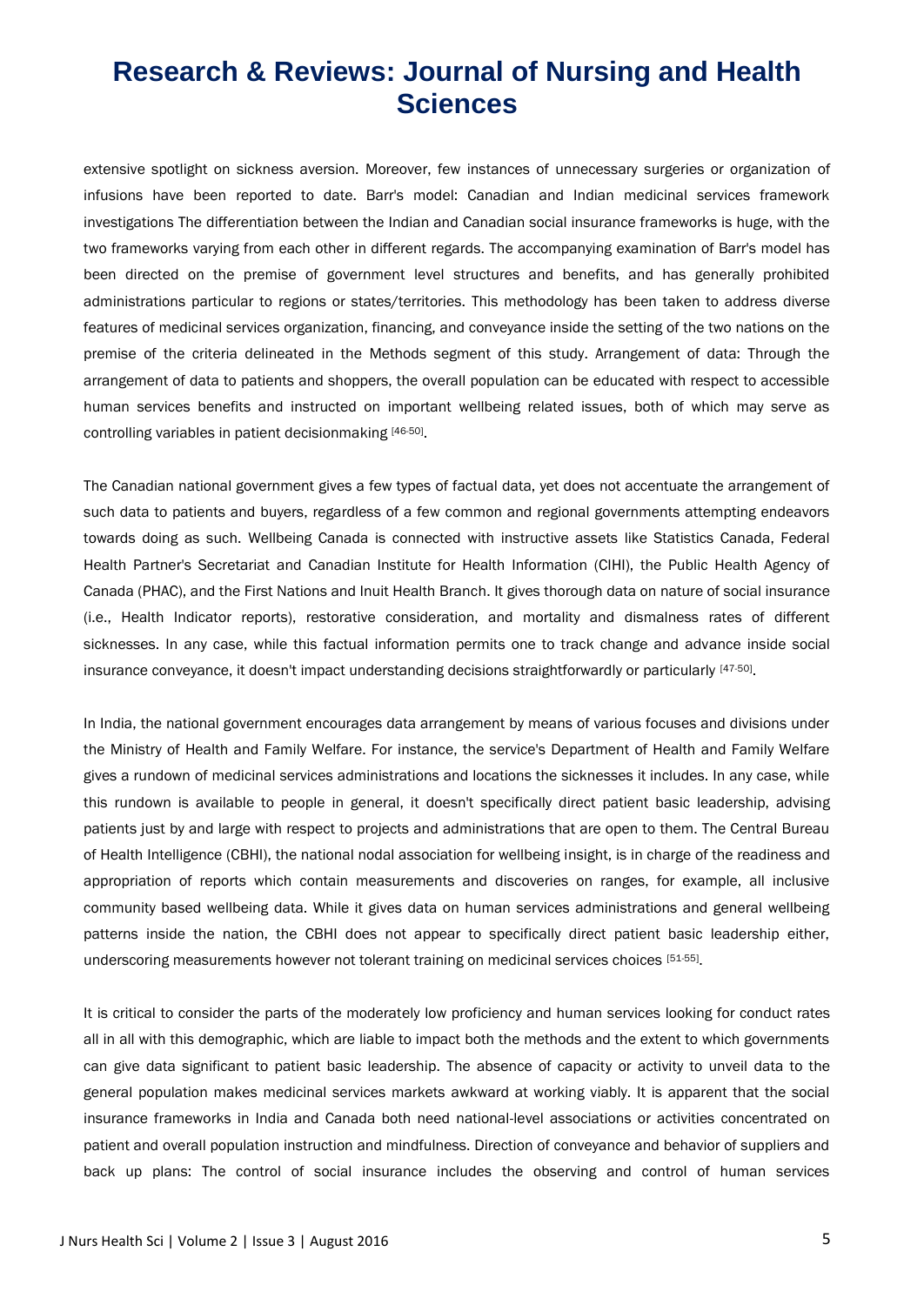extensive spotlight on sickness aversion. Moreover, few instances of unnecessary surgeries or organization of infusions have been reported to date. Barr's model: Canadian and Indian medicinal services framework investigations The differentiation between the Indian and Canadian social insurance frameworks is huge, with the two frameworks varying from each other in different regards. The accompanying examination of Barr's model has been directed on the premise of government level structures and benefits, and has generally prohibited administrations particular to regions or states/territories. This methodology has been taken to address diverse features of medicinal services organization, financing, and conveyance inside the setting of the two nations on the premise of the criteria delineated in the Methods segment of this study. Arrangement of data: Through the arrangement of data to patients and shoppers, the overall population can be educated with respect to accessible human services benefits and instructed on important wellbeing related issues, both of which may serve as controlling variables in patient decisionmaking [46-50].

The Canadian national government gives a few types of factual data, yet does not accentuate the arrangement of such data to patients and buyers, regardless of a few common and regional governments attempting endeavors towards doing as such. Wellbeing Canada is connected with instructive assets like Statistics Canada, Federal Health Partner's Secretariat and Canadian Institute for Health Information (CIHI), the Public Health Agency of Canada (PHAC), and the First Nations and Inuit Health Branch. It gives thorough data on nature of social insurance (i.e., Health Indicator reports), restorative consideration, and mortality and dismalness rates of different sicknesses. In any case, while this factual information permits one to track change and advance inside social insurance conveyance, it doesn't impact understanding decisions straightforwardly or particularly [47-50].

In India, the national government encourages data arrangement by means of various focuses and divisions under the Ministry of Health and Family Welfare. For instance, the service's Department of Health and Family Welfare gives a rundown of medicinal services administrations and locations the sicknesses it includes. In any case, while this rundown is available to people in general, it doesn't specifically direct patient basic leadership, advising patients just by and large with respect to projects and administrations that are open to them. The Central Bureau of Health Intelligence (CBHI), the national nodal association for wellbeing insight, is in charge of the readiness and appropriation of reports which contain measurements and discoveries on ranges, for example, all inclusive community based wellbeing data. While it gives data on human services administrations and general wellbeing patterns inside the nation, the CBHI does not appear to specifically direct patient basic leadership either, underscoring measurements however not tolerant training on medicinal services choices [51-55].

It is critical to consider the parts of the moderately low proficiency and human services looking for conduct rates all in all with this demographic, which are liable to impact both the methods and the extent to which governments can give data significant to patient basic leadership. The absence of capacity or activity to unveil data to the general population makes medicinal services markets awkward at working viably. It is apparent that the social insurance frameworks in India and Canada both need national-level associations or activities concentrated on patient and overall population instruction and mindfulness. Direction of conveyance and behavior of suppliers and back up plans: The control of social insurance includes the observing and control of human services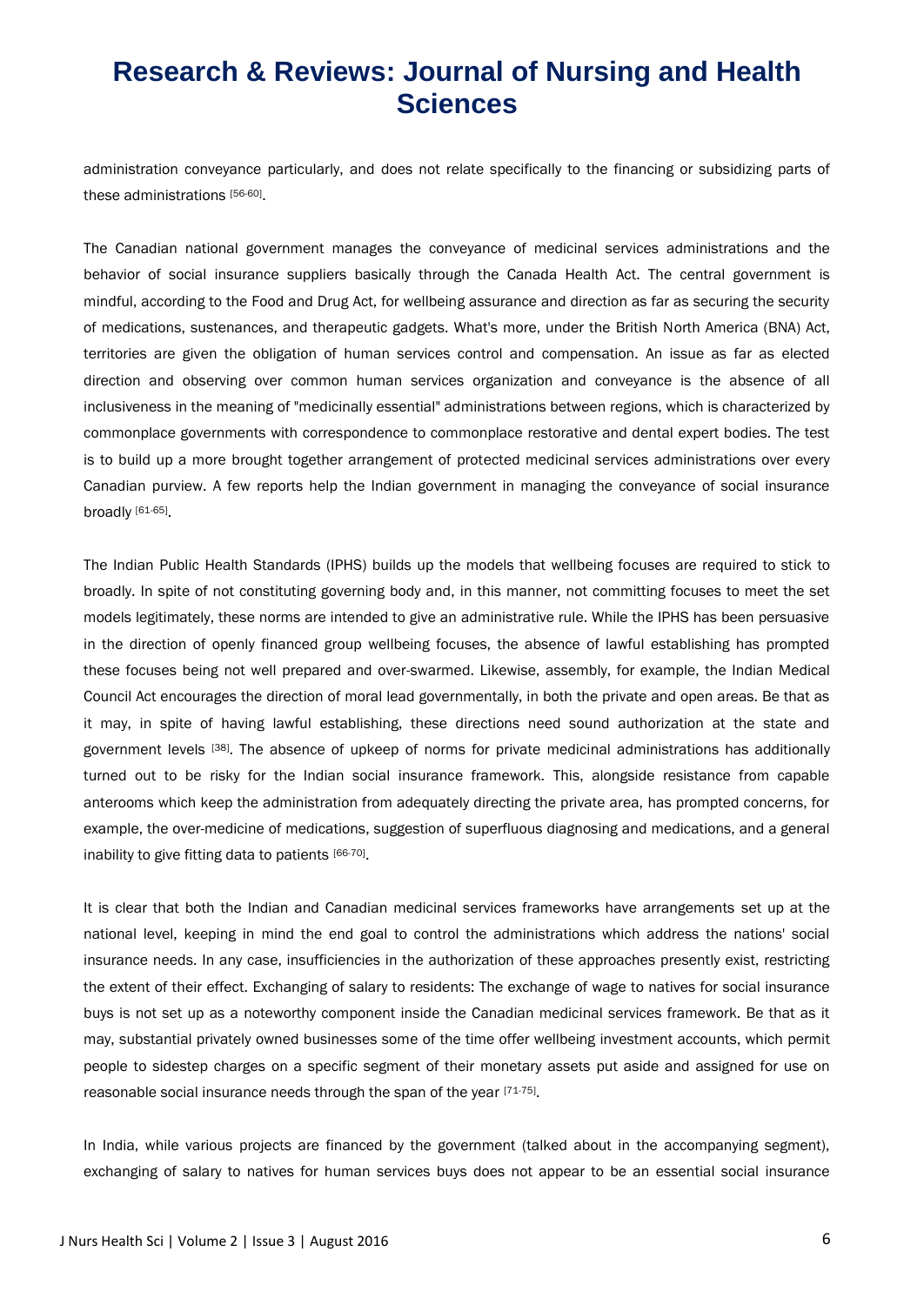administration conveyance particularly, and does not relate specifically to the financing or subsidizing parts of these administrations [56-60].

The Canadian national government manages the conveyance of medicinal services administrations and the behavior of social insurance suppliers basically through the Canada Health Act. The central government is mindful, according to the Food and Drug Act, for wellbeing assurance and direction as far as securing the security of medications, sustenances, and therapeutic gadgets. What's more, under the British North America (BNA) Act, territories are given the obligation of human services control and compensation. An issue as far as elected direction and observing over common human services organization and conveyance is the absence of all inclusiveness in the meaning of "medicinally essential" administrations between regions, which is characterized by commonplace governments with correspondence to commonplace restorative and dental expert bodies. The test is to build up a more brought together arrangement of protected medicinal services administrations over every Canadian purview. A few reports help the Indian government in managing the conveyance of social insurance broadly [61-65].

The Indian Public Health Standards (IPHS) builds up the models that wellbeing focuses are required to stick to broadly. In spite of not constituting governing body and, in this manner, not committing focuses to meet the set models legitimately, these norms are intended to give an administrative rule. While the IPHS has been persuasive in the direction of openly financed group wellbeing focuses, the absence of lawful establishing has prompted these focuses being not well prepared and over-swarmed. Likewise, assembly, for example, the Indian Medical Council Act encourages the direction of moral lead governmentally, in both the private and open areas. Be that as it may, in spite of having lawful establishing, these directions need sound authorization at the state and government levels [38]. The absence of upkeep of norms for private medicinal administrations has additionally turned out to be risky for the Indian social insurance framework. This, alongside resistance from capable anterooms which keep the administration from adequately directing the private area, has prompted concerns, for example, the over-medicine of medications, suggestion of superfluous diagnosing and medications, and a general inability to give fitting data to patients [66-70].

It is clear that both the Indian and Canadian medicinal services frameworks have arrangements set up at the national level, keeping in mind the end goal to control the administrations which address the nations' social insurance needs. In any case, insufficiencies in the authorization of these approaches presently exist, restricting the extent of their effect. Exchanging of salary to residents: The exchange of wage to natives for social insurance buys is not set up as a noteworthy component inside the Canadian medicinal services framework. Be that as it may, substantial privately owned businesses some of the time offer wellbeing investment accounts, which permit people to sidestep charges on a specific segment of their monetary assets put aside and assigned for use on reasonable social insurance needs through the span of the year [71-75].

In India, while various projects are financed by the government (talked about in the accompanying segment), exchanging of salary to natives for human services buys does not appear to be an essential social insurance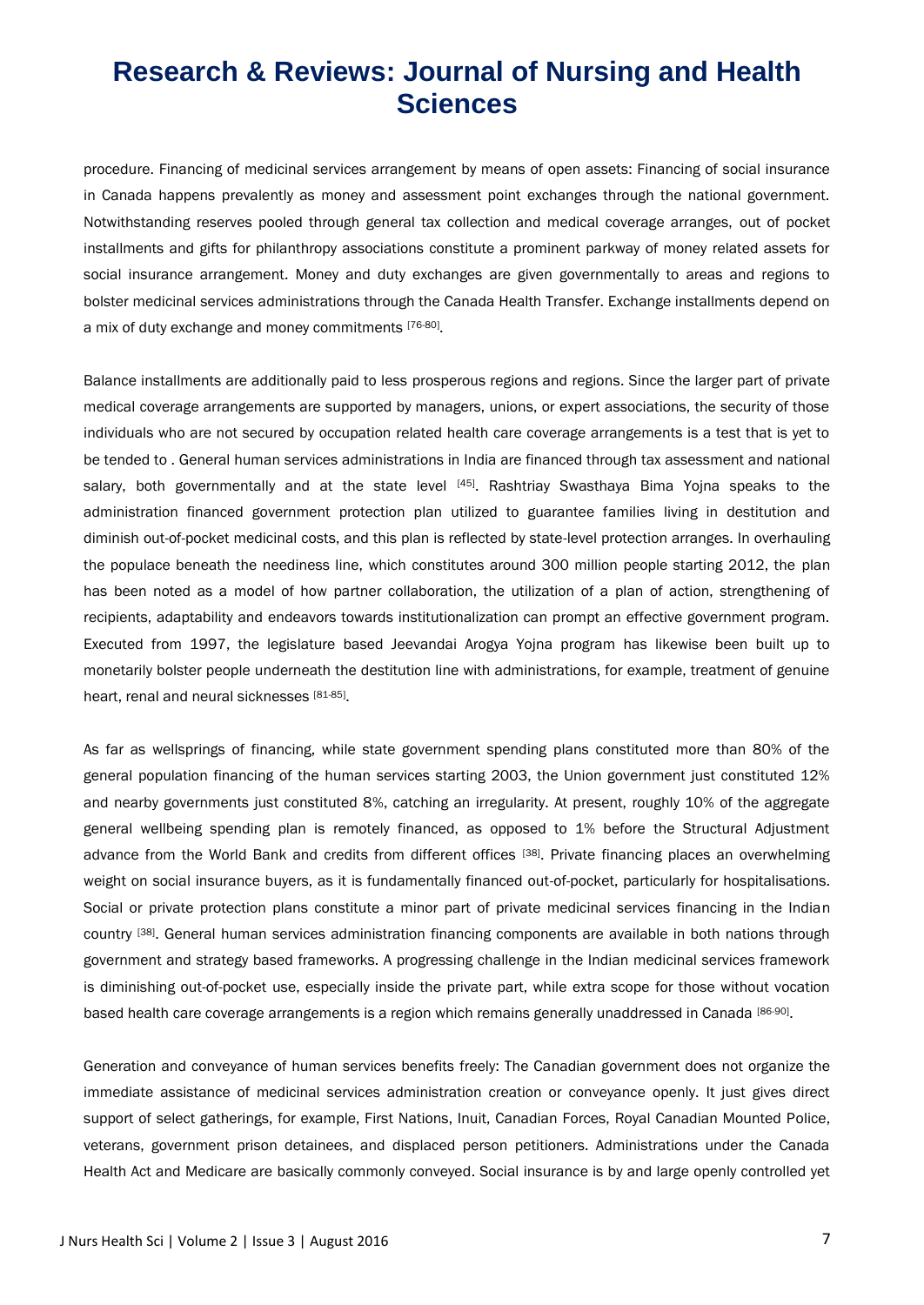procedure. Financing of medicinal services arrangement by means of open assets: Financing of social insurance in Canada happens prevalently as money and assessment point exchanges through the national government. Notwithstanding reserves pooled through general tax collection and medical coverage arranges, out of pocket installments and gifts for philanthropy associations constitute a prominent parkway of money related assets for social insurance arrangement. Money and duty exchanges are given governmentally to areas and regions to bolster medicinal services administrations through the Canada Health Transfer. Exchange installments depend on a mix of duty exchange and money commitments [76-80].

Balance installments are additionally paid to less prosperous regions and regions. Since the larger part of private medical coverage arrangements are supported by managers, unions, or expert associations, the security of those individuals who are not secured by occupation related health care coverage arrangements is a test that is yet to be tended to . General human services administrations in India are financed through tax assessment and national salary, both governmentally and at the state level [45]. Rashtriay Swasthaya Bima Yojna speaks to the administration financed government protection plan utilized to guarantee families living in destitution and diminish out-of-pocket medicinal costs, and this plan is reflected by state-level protection arranges. In overhauling the populace beneath the neediness line, which constitutes around 300 million people starting 2012, the plan has been noted as a model of how partner collaboration, the utilization of a plan of action, strengthening of recipients, adaptability and endeavors towards institutionalization can prompt an effective government program. Executed from 1997, the legislature based Jeevandai Arogya Yojna program has likewise been built up to monetarily bolster people underneath the destitution line with administrations, for example, treatment of genuine heart, renal and neural sicknesses [81-85].

As far as wellsprings of financing, while state government spending plans constituted more than 80% of the general population financing of the human services starting 2003, the Union government just constituted 12% and nearby governments just constituted 8%, catching an irregularity. At present, roughly 10% of the aggregate general wellbeing spending plan is remotely financed, as opposed to 1% before the Structural Adjustment advance from the World Bank and credits from different offices [38]. Private financing places an overwhelming weight on social insurance buyers, as it is fundamentally financed out-of-pocket, particularly for hospitalisations. Social or private protection plans constitute a minor part of private medicinal services financing in the Indian country [38]. General human services administration financing components are available in both nations through government and strategy based frameworks. A progressing challenge in the Indian medicinal services framework is diminishing out-of-pocket use, especially inside the private part, while extra scope for those without vocation based health care coverage arrangements is a region which remains generally unaddressed in Canada [86-90].

Generation and conveyance of human services benefits freely: The Canadian government does not organize the immediate assistance of medicinal services administration creation or conveyance openly. It just gives direct support of select gatherings, for example, First Nations, Inuit, Canadian Forces, Royal Canadian Mounted Police, veterans, government prison detainees, and displaced person petitioners. Administrations under the Canada Health Act and Medicare are basically commonly conveyed. Social insurance is by and large openly controlled yet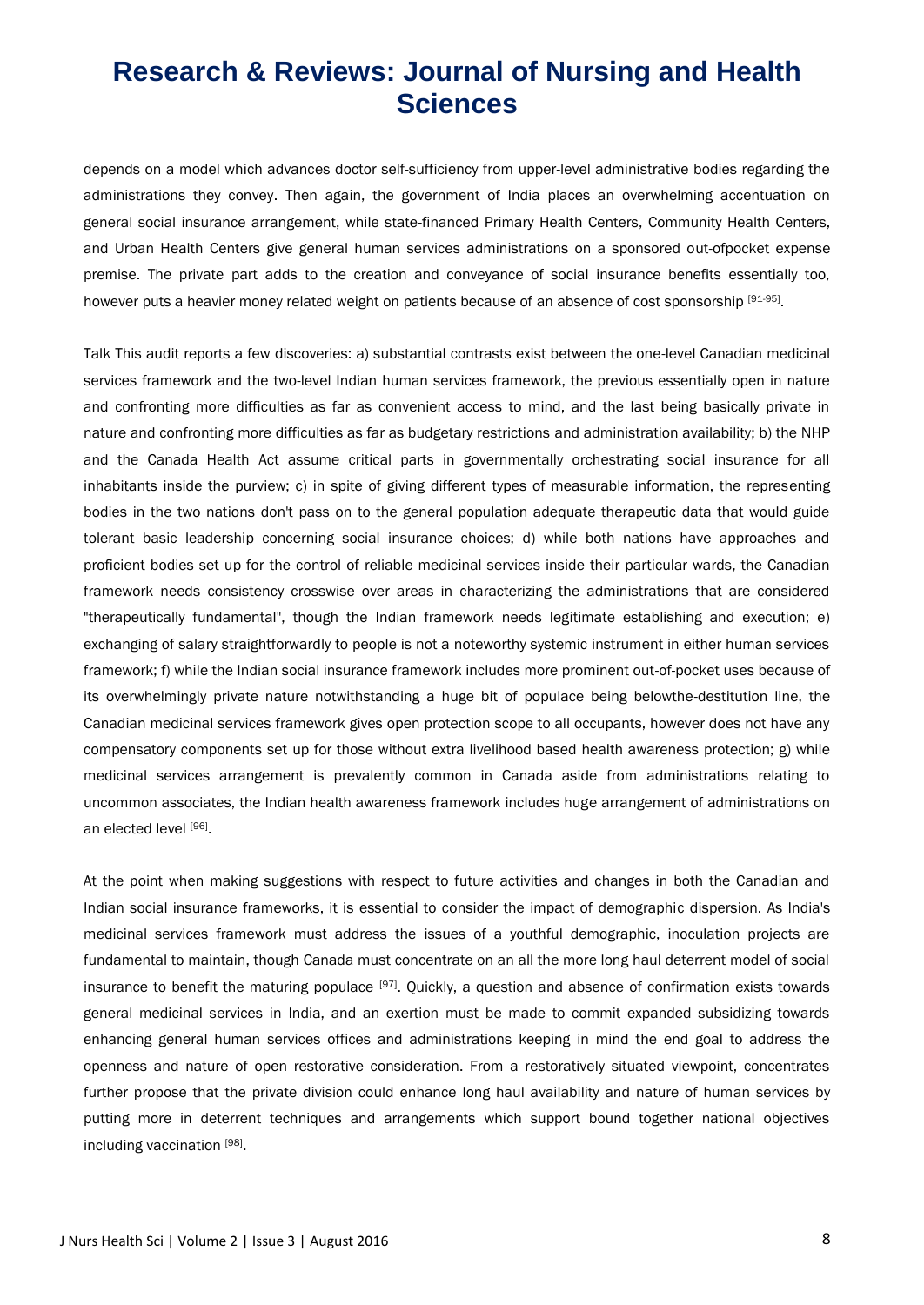depends on a model which advances doctor self-sufficiency from upper-level administrative bodies regarding the administrations they convey. Then again, the government of India places an overwhelming accentuation on general social insurance arrangement, while state-financed Primary Health Centers, Community Health Centers, and Urban Health Centers give general human services administrations on a sponsored out-ofpocket expense premise. The private part adds to the creation and conveyance of social insurance benefits essentially too, however puts a heavier money related weight on patients because of an absence of cost sponsorship [91-95].

Talk This audit reports a few discoveries: a) substantial contrasts exist between the one-level Canadian medicinal services framework and the two-level Indian human services framework, the previous essentially open in nature and confronting more difficulties as far as convenient access to mind, and the last being basically private in nature and confronting more difficulties as far as budgetary restrictions and administration availability; b) the NHP and the Canada Health Act assume critical parts in governmentally orchestrating social insurance for all inhabitants inside the purview; c) in spite of giving different types of measurable information, the representing bodies in the two nations don't pass on to the general population adequate therapeutic data that would guide tolerant basic leadership concerning social insurance choices; d) while both nations have approaches and proficient bodies set up for the control of reliable medicinal services inside their particular wards, the Canadian framework needs consistency crosswise over areas in characterizing the administrations that are considered "therapeutically fundamental", though the Indian framework needs legitimate establishing and execution; e) exchanging of salary straightforwardly to people is not a noteworthy systemic instrument in either human services framework; f) while the Indian social insurance framework includes more prominent out-of-pocket uses because of its overwhelmingly private nature notwithstanding a huge bit of populace being belowthe-destitution line, the Canadian medicinal services framework gives open protection scope to all occupants, however does not have any compensatory components set up for those without extra livelihood based health awareness protection; g) while medicinal services arrangement is prevalently common in Canada aside from administrations relating to uncommon associates, the Indian health awareness framework includes huge arrangement of administrations on an elected level [96].

At the point when making suggestions with respect to future activities and changes in both the Canadian and Indian social insurance frameworks, it is essential to consider the impact of demographic dispersion. As India's medicinal services framework must address the issues of a youthful demographic, inoculation projects are fundamental to maintain, though Canada must concentrate on an all the more long haul deterrent model of social insurance to benefit the maturing populace [97]. Quickly, a question and absence of confirmation exists towards general medicinal services in India, and an exertion must be made to commit expanded subsidizing towards enhancing general human services offices and administrations keeping in mind the end goal to address the openness and nature of open restorative consideration. From a restoratively situated viewpoint, concentrates further propose that the private division could enhance long haul availability and nature of human services by putting more in deterrent techniques and arrangements which support bound together national objectives including vaccination [98].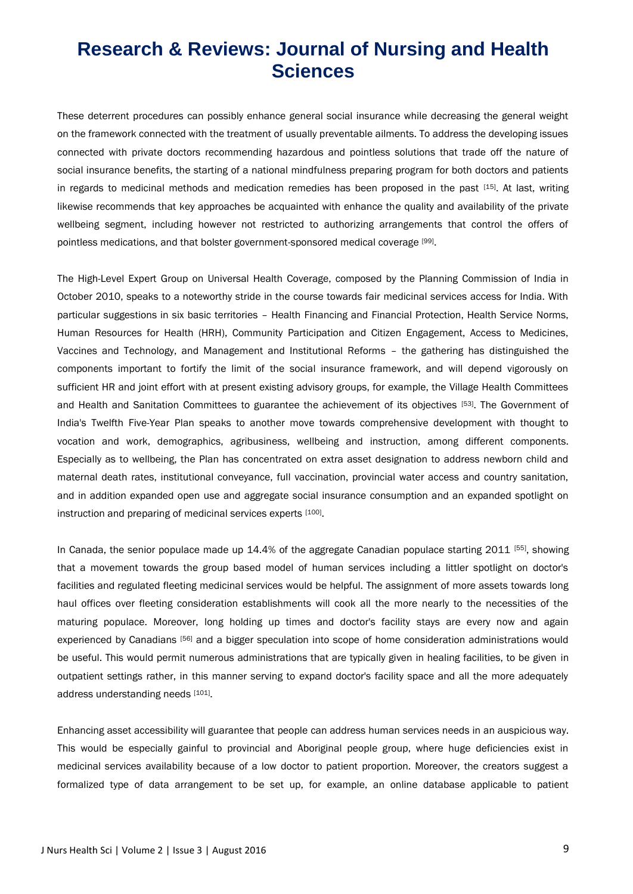These deterrent procedures can possibly enhance general social insurance while decreasing the general weight on the framework connected with the treatment of usually preventable ailments. To address the developing issues connected with private doctors recommending hazardous and pointless solutions that trade off the nature of social insurance benefits, the starting of a national mindfulness preparing program for both doctors and patients in regards to medicinal methods and medication remedies has been proposed in the past [15]. At last, writing likewise recommends that key approaches be acquainted with enhance the quality and availability of the private wellbeing segment, including however not restricted to authorizing arrangements that control the offers of pointless medications, and that bolster government-sponsored medical coverage [99].

The High-Level Expert Group on Universal Health Coverage, composed by the Planning Commission of India in October 2010, speaks to a noteworthy stride in the course towards fair medicinal services access for India. With particular suggestions in six basic territories – Health Financing and Financial Protection, Health Service Norms, Human Resources for Health (HRH), Community Participation and Citizen Engagement, Access to Medicines, Vaccines and Technology, and Management and Institutional Reforms – the gathering has distinguished the components important to fortify the limit of the social insurance framework, and will depend vigorously on sufficient HR and joint effort with at present existing advisory groups, for example, the Village Health Committees and Health and Sanitation Committees to guarantee the achievement of its objectives [53]. The Government of India's Twelfth Five-Year Plan speaks to another move towards comprehensive development with thought to vocation and work, demographics, agribusiness, wellbeing and instruction, among different components. Especially as to wellbeing, the Plan has concentrated on extra asset designation to address newborn child and maternal death rates, institutional conveyance, full vaccination, provincial water access and country sanitation, and in addition expanded open use and aggregate social insurance consumption and an expanded spotlight on instruction and preparing of medicinal services experts [100].

In Canada, the senior populace made up 14.4% of the aggregate Canadian populace starting 2011 [55], showing that a movement towards the group based model of human services including a littler spotlight on doctor's facilities and regulated fleeting medicinal services would be helpful. The assignment of more assets towards long haul offices over fleeting consideration establishments will cook all the more nearly to the necessities of the maturing populace. Moreover, long holding up times and doctor's facility stays are every now and again experienced by Canadians [56] and a bigger speculation into scope of home consideration administrations would be useful. This would permit numerous administrations that are typically given in healing facilities, to be given in outpatient settings rather, in this manner serving to expand doctor's facility space and all the more adequately address understanding needs [101].

Enhancing asset accessibility will guarantee that people can address human services needs in an auspicious way. This would be especially gainful to provincial and Aboriginal people group, where huge deficiencies exist in medicinal services availability because of a low doctor to patient proportion. Moreover, the creators suggest a formalized type of data arrangement to be set up, for example, an online database applicable to patient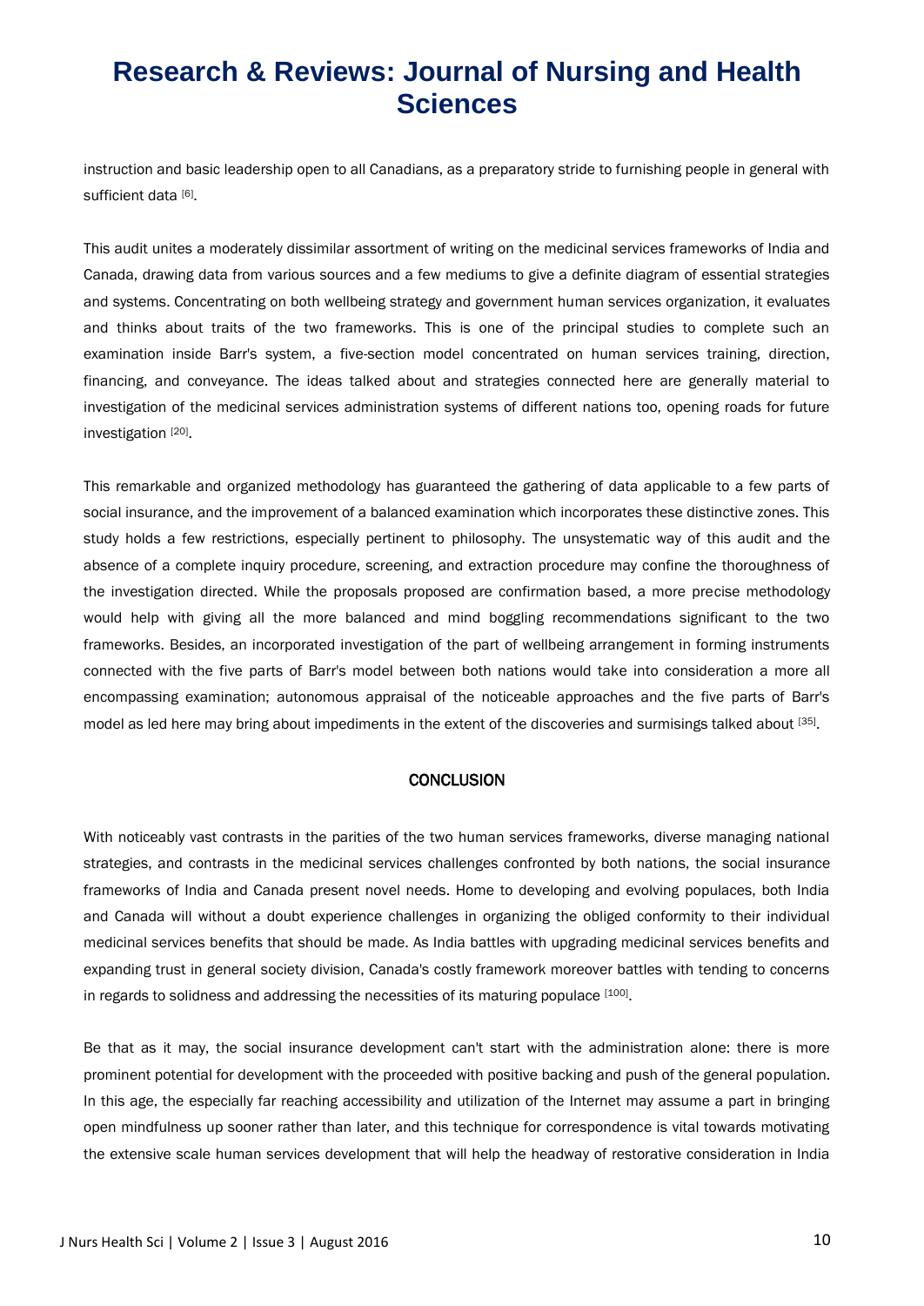instruction and basic leadership open to all Canadians, as a preparatory stride to furnishing people in general with sufficient data [6].

This audit unites a moderately dissimilar assortment of writing on the medicinal services frameworks of India and Canada, drawing data from various sources and a few mediums to give a definite diagram of essential strategies and systems. Concentrating on both wellbeing strategy and government human services organization, it evaluates and thinks about traits of the two frameworks. This is one of the principal studies to complete such an examination inside Barr's system, a five-section model concentrated on human services training, direction, financing, and conveyance. The ideas talked about and strategies connected here are generally material to investigation of the medicinal services administration systems of different nations too, opening roads for future investigation [20].

This remarkable and organized methodology has guaranteed the gathering of data applicable to a few parts of social insurance, and the improvement of a balanced examination which incorporates these distinctive zones. This study holds a few restrictions, especially pertinent to philosophy. The unsystematic way of this audit and the absence of a complete inquiry procedure, screening, and extraction procedure may confine the thoroughness of the investigation directed. While the proposals proposed are confirmation based, a more precise methodology would help with giving all the more balanced and mind boggling recommendations significant to the two frameworks. Besides, an incorporated investigation of the part of wellbeing arrangement in forming instruments connected with the five parts of Barr's model between both nations would take into consideration a more all encompassing examination; autonomous appraisal of the noticeable approaches and the five parts of Barr's model as led here may bring about impediments in the extent of the discoveries and surmisings talked about [35].

## CONCLUSION

With noticeably vast contrasts in the parities of the two human services frameworks, diverse managing national strategies, and contrasts in the medicinal services challenges confronted by both nations, the social insurance frameworks of India and Canada present novel needs. Home to developing and evolving populaces, both India and Canada will without a doubt experience challenges in organizing the obliged conformity to their individual medicinal services benefits that should be made. As India battles with upgrading medicinal services benefits and expanding trust in general society division, Canada's costly framework moreover battles with tending to concerns in regards to solidness and addressing the necessities of its maturing populace [100].

Be that as it may, the social insurance development can't start with the administration alone: there is more prominent potential for development with the proceeded with positive backing and push of the general population. In this age, the especially far reaching accessibility and utilization of the Internet may assume a part in bringing open mindfulness up sooner rather than later, and this technique for correspondence is vital towards motivating the extensive scale human services development that will help the headway of restorative consideration in India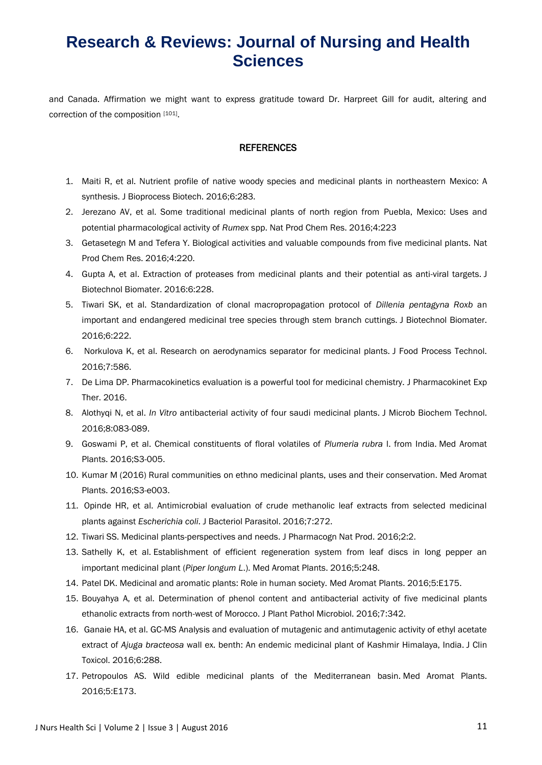and Canada. Affirmation we might want to express gratitude toward Dr. Harpreet Gill for audit, altering and correction of the composition [101].

## REFERENCES

1. Maiti R, et al. Nutrient profile of native woody species and medicinal plants in northeastern Mexico: A synthesis. J Bioprocess Biotech. 2016;6:283.
2. Jerezano AV, et al. Some traditional medicinal plants of north region from Puebla, Mexico: Uses and potential pharmacological activity of *Rumex* spp. Nat Prod Chem Res. 2016;4:223
3. Getasetegn M and Tefera Y. Biological activities and valuable compounds from five medicinal plants. Nat Prod Chem Res. 2016;4:220.
4. Gupta A, et al. Extraction of proteases from medicinal plants and their potential as anti-viral targets. J Biotechnol Biomater. 2016:6:228.
5. Tiwari SK, et al. Standardization of clonal macropropagation protocol of *Dillenia pentagyna Roxb* an important and endangered medicinal tree species through stem branch cuttings. J Biotechnol Biomater. 2016;6:222.
6. Norkulova K, et al. Research on aerodynamics separator for medicinal plants. J Food Process Technol. 2016;7:586.
7. De Lima DP. Pharmacokinetics evaluation is a powerful tool for medicinal chemistry. J Pharmacokinet Exp Ther. 2016.
8. Alothyqi N, et al. *In Vitro* antibacterial activity of four saudi medicinal plants. J Microb Biochem Technol. 2016;8:083-089.
9. Goswami P, et al. Chemical constituents of floral volatiles of *Plumeria rubra* l. from India. Med Aromat Plants. 2016;S3-005.
10. Kumar M (2016) Rural communities on ethno medicinal plants, uses and their conservation. Med Aromat Plants. 2016;S3-e003.
11. Opinde HR, et al. Antimicrobial evaluation of crude methanolic leaf extracts from selected medicinal plants against *Escherichia coli*. J Bacteriol Parasitol. 2016;7:272.
12. Tiwari SS. Medicinal plants-perspectives and needs. J Pharmacogn Nat Prod. 2016;2:2.
13. Sathelly K, et al. Establishment of efficient regeneration system from leaf discs in long pepper an important medicinal plant (*Piper longum L.*). Med Aromat Plants. 2016;5:248.
14. Patel DK. Medicinal and aromatic plants: Role in human society. Med Aromat Plants. 2016;5:E175.
15. Bouyahya A, et al. Determination of phenol content and antibacterial activity of five medicinal plants ethanolic extracts from north-west of Morocco. J Plant Pathol Microbiol. 2016;7:342.
16. Ganaie HA, et al. GC-MS Analysis and evaluation of mutagenic and antimutagenic activity of ethyl acetate extract of *Ajuga bracteosa* wall ex. benth: An endemic medicinal plant of Kashmir Himalaya, India. J Clin Toxicol. 2016;6:288.
17. Petropoulos AS. Wild edible medicinal plants of the Mediterranean basin. Med Aromat Plants. 2016;5:E173.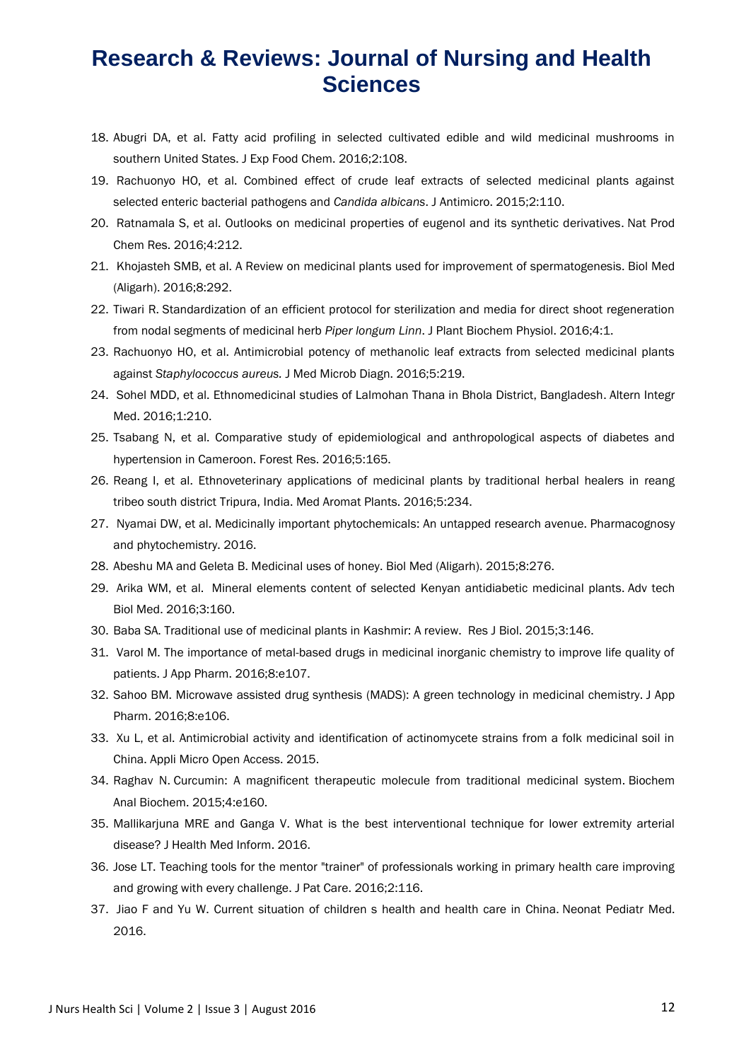18. Abugri DA, et al. Fatty acid profiling in selected cultivated edible and wild medicinal mushrooms in southern United States. J Exp Food Chem. 2016;2:108.
19. Rachuonyo HO, et al. Combined effect of crude leaf extracts of selected medicinal plants against selected enteric bacterial pathogens and *Candida albicans*. J Antimicro. 2015;2:110.
20. Ratnamala S, et al. Outlooks on medicinal properties of eugenol and its synthetic derivatives. Nat Prod Chem Res. 2016;4:212.
21. Khojasteh SMB, et al. A Review on medicinal plants used for improvement of spermatogenesis. Biol Med (Aligarh). 2016;8:292.
22. Tiwari R. Standardization of an efficient protocol for sterilization and media for direct shoot regeneration from nodal segments of medicinal herb *Piper longum Linn*. J Plant Biochem Physiol. 2016;4:1.
23. Rachuonyo HO, et al. Antimicrobial potency of methanolic leaf extracts from selected medicinal plants against *Staphylococcus aureus.* J Med Microb Diagn. 2016;5:219.
24. Sohel MDD, et al. Ethnomedicinal studies of Lalmohan Thana in Bhola District, Bangladesh. Altern Integr Med. 2016;1:210.
25. Tsabang N, et al. Comparative study of epidemiological and anthropological aspects of diabetes and hypertension in Cameroon. Forest Res. 2016;5:165.
26. Reang I, et al. Ethnoveterinary applications of medicinal plants by traditional herbal healers in reang tribeo south district Tripura, India. Med Aromat Plants. 2016;5:234.
27. Nyamai DW, et al. Medicinally important phytochemicals: An untapped research avenue. Pharmacognosy and phytochemistry. 2016.
28. Abeshu MA and Geleta B. Medicinal uses of honey. Biol Med (Aligarh). 2015;8:276.
29. Arika WM, et al. Mineral elements content of selected Kenyan antidiabetic medicinal plants. Adv tech Biol Med. 2016;3:160.
30. Baba SA. Traditional use of medicinal plants in Kashmir: A review. Res J Biol. 2015;3:146.
31. Varol M. The importance of metal-based drugs in medicinal inorganic chemistry to improve life quality of patients. J App Pharm. 2016;8:e107.
32. Sahoo BM. Microwave assisted drug synthesis (MADS): A green technology in medicinal chemistry. J App Pharm. 2016;8:e106.
33. Xu L, et al. Antimicrobial activity and identification of actinomycete strains from a folk medicinal soil in China. Appli Micro Open Access. 2015.
34. Raghav N. Curcumin: A magnificent therapeutic molecule from traditional medicinal system. Biochem Anal Biochem. 2015;4:e160.
35. Mallikarjuna MRE and Ganga V. What is the best interventional technique for lower extremity arterial disease? J Health Med Inform. 2016.
36. Jose LT. Teaching tools for the mentor "trainer" of professionals working in primary health care improving and growing with every challenge. J Pat Care. 2016;2:116.
37. Jiao F and Yu W. Current situation of children s health and health care in China. Neonat Pediatr Med. 2016.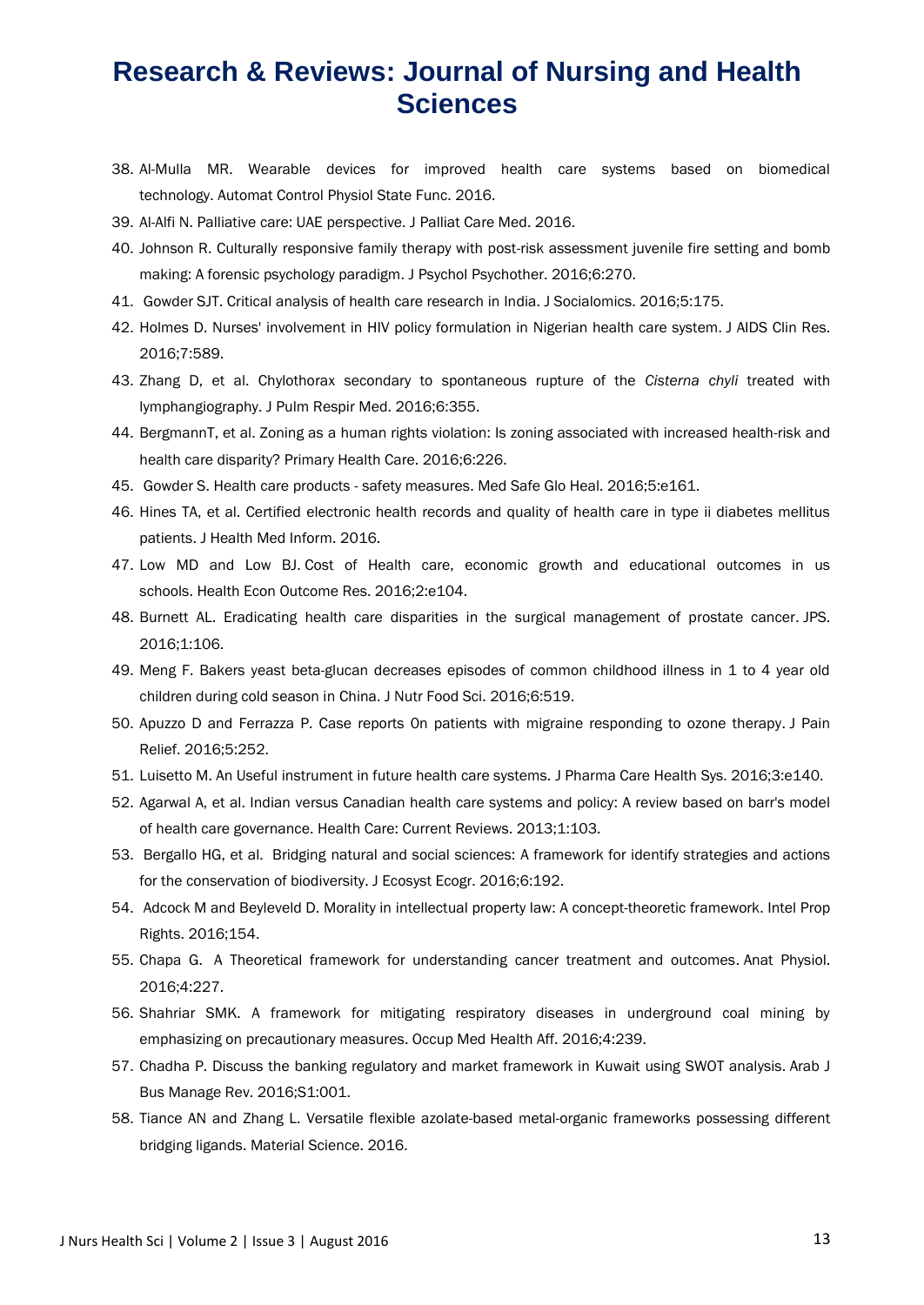38. Al-Mulla MR. Wearable devices for improved health care systems based on biomedical technology. Automat Control Physiol State Func. 2016.
39. Al-Alfi N. Palliative care: UAE perspective. J Palliat Care Med. 2016.
40. Johnson R. Culturally responsive family therapy with post-risk assessment juvenile fire setting and bomb making: A forensic psychology paradigm. J Psychol Psychother. 2016;6:270.
41. Gowder SJT. Critical analysis of health care research in India. J Socialomics. 2016;5:175.
42. Holmes D. Nurses' involvement in HIV policy formulation in Nigerian health care system. J AIDS Clin Res. 2016;7:589.
43. Zhang D, et al. Chylothorax secondary to spontaneous rupture of the *Cisterna chyli* treated with lymphangiography. J Pulm Respir Med. 2016;6:355.
44. BergmannT, et al. Zoning as a human rights violation: Is zoning associated with increased health-risk and health care disparity? Primary Health Care. 2016;6:226.
45. Gowder S. Health care products - safety measures. Med Safe Glo Heal. 2016;5:e161.
46. Hines TA, et al. Certified electronic health records and quality of health care in type ii diabetes mellitus patients. J Health Med Inform. 2016.
47. Low MD and Low BJ. Cost of Health care, economic growth and educational outcomes in us schools. Health Econ Outcome Res. 2016;2:e104.
48. Burnett AL. Eradicating health care disparities in the surgical management of prostate cancer. JPS. 2016;1:106.
49. Meng F. Bakers yeast beta-glucan decreases episodes of common childhood illness in 1 to 4 year old children during cold season in China. J Nutr Food Sci. 2016;6:519.
50. Apuzzo D and Ferrazza P. Case reports On patients with migraine responding to ozone therapy. J Pain Relief. 2016;5:252.
51. Luisetto M. An Useful instrument in future health care systems. J Pharma Care Health Sys. 2016;3:e140.
52. Agarwal A, et al. Indian versus Canadian health care systems and policy: A review based on barr's model of health care governance. Health Care: Current Reviews. 2013;1:103.
53. Bergallo HG, et al. Bridging natural and social sciences: A framework for identify strategies and actions for the conservation of biodiversity. J Ecosyst Ecogr. 2016;6:192.
54. Adcock M and Beyleveld D. Morality in intellectual property law: A concept-theoretic framework. Intel Prop Rights. 2016;154.
55. Chapa G. A Theoretical framework for understanding cancer treatment and outcomes. Anat Physiol. 2016;4:227.
56. Shahriar SMK. A framework for mitigating respiratory diseases in underground coal mining by emphasizing on precautionary measures. Occup Med Health Aff. 2016;4:239.
57. Chadha P. Discuss the banking regulatory and market framework in Kuwait using SWOT analysis. Arab J Bus Manage Rev. 2016;S1:001.
58. Tiance AN and Zhang L. Versatile flexible azolate-based metal-organic frameworks possessing different bridging ligands. Material Science. 2016.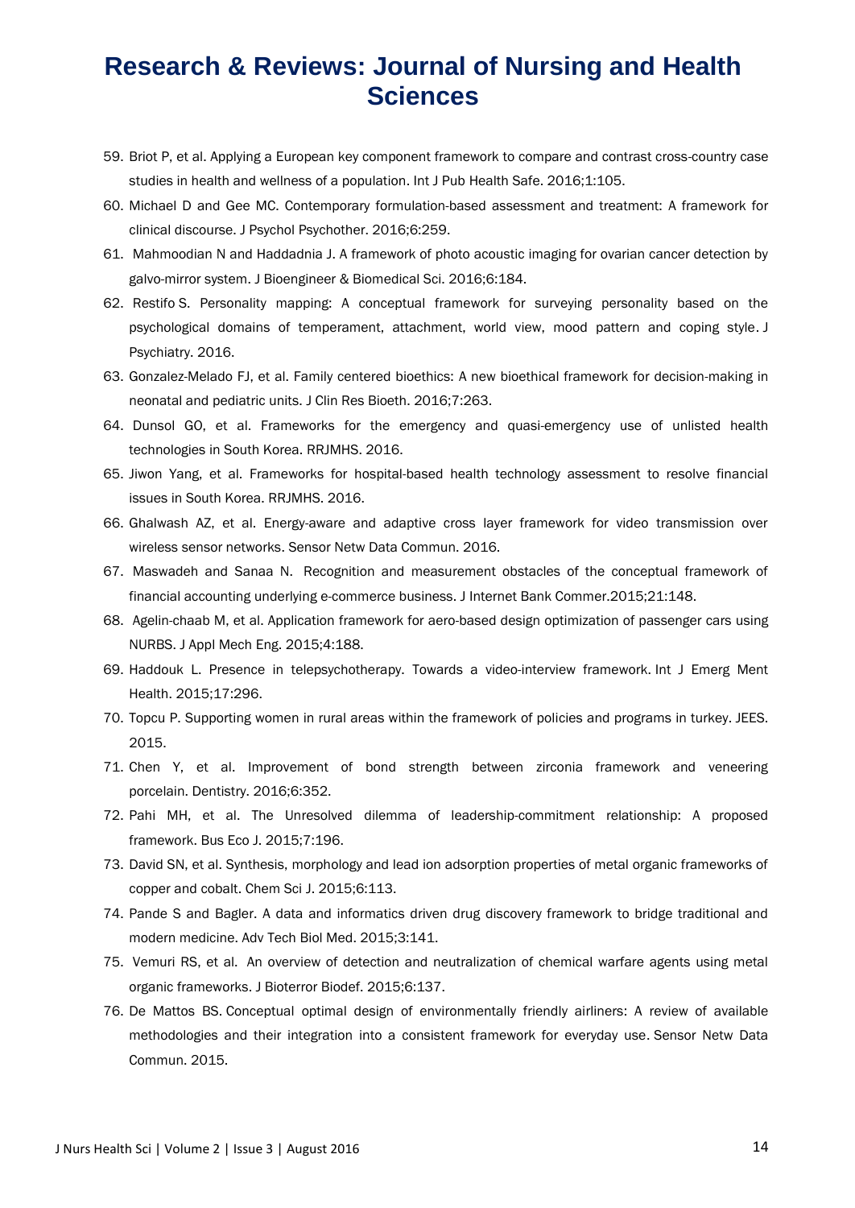59. Briot P, et al. Applying a European key component framework to compare and contrast cross-country case studies in health and wellness of a population. Int J Pub Health Safe. 2016;1:105.
60. Michael D and Gee MC. Contemporary formulation-based assessment and treatment: A framework for clinical discourse. J Psychol Psychother. 2016;6:259.
61. Mahmoodian N and Haddadnia J. A framework of photo acoustic imaging for ovarian cancer detection by galvo-mirror system. J Bioengineer & Biomedical Sci. 2016;6:184.
62. Restifo S. Personality mapping: A conceptual framework for surveying personality based on the psychological domains of temperament, attachment, world view, mood pattern and coping style. J Psychiatry. 2016.
63. Gonzalez-Melado FJ, et al. Family centered bioethics: A new bioethical framework for decision-making in neonatal and pediatric units. J Clin Res Bioeth. 2016;7:263.
64. Dunsol GO, et al. Frameworks for the emergency and quasi-emergency use of unlisted health technologies in South Korea. RRJMHS. 2016.
65. Jiwon Yang, et al. Frameworks for hospital-based health technology assessment to resolve financial issues in South Korea. RRJMHS. 2016.
66. Ghalwash AZ, et al. Energy-aware and adaptive cross layer framework for video transmission over wireless sensor networks. Sensor Netw Data Commun. 2016.
67. Maswadeh and Sanaa N. Recognition and measurement obstacles of the conceptual framework of financial accounting underlying e-commerce business. J Internet Bank Commer.2015;21:148.
68. Agelin-chaab M, et al. Application framework for aero-based design optimization of passenger cars using NURBS. J Appl Mech Eng. 2015;4:188.
69. Haddouk L. Presence in telepsychotherapy. Towards a video-interview framework. Int J Emerg Ment Health. 2015;17:296.
70. Topcu P. Supporting women in rural areas within the framework of policies and programs in turkey. JEES. 2015.
71. Chen Y, et al. Improvement of bond strength between zirconia framework and veneering porcelain. Dentistry. 2016;6:352.
72. Pahi MH, et al. The Unresolved dilemma of leadership-commitment relationship: A proposed framework. Bus Eco J. 2015;7:196.
73. David SN, et al. Synthesis, morphology and lead ion adsorption properties of metal organic frameworks of copper and cobalt. Chem Sci J. 2015;6:113.
74. Pande S and Bagler. A data and informatics driven drug discovery framework to bridge traditional and modern medicine. Adv Tech Biol Med. 2015;3:141.
75. Vemuri RS, et al. An overview of detection and neutralization of chemical warfare agents using metal organic frameworks. J Bioterror Biodef. 2015;6:137.
76. De Mattos BS. Conceptual optimal design of environmentally friendly airliners: A review of available methodologies and their integration into a consistent framework for everyday use. Sensor Netw Data Commun. 2015.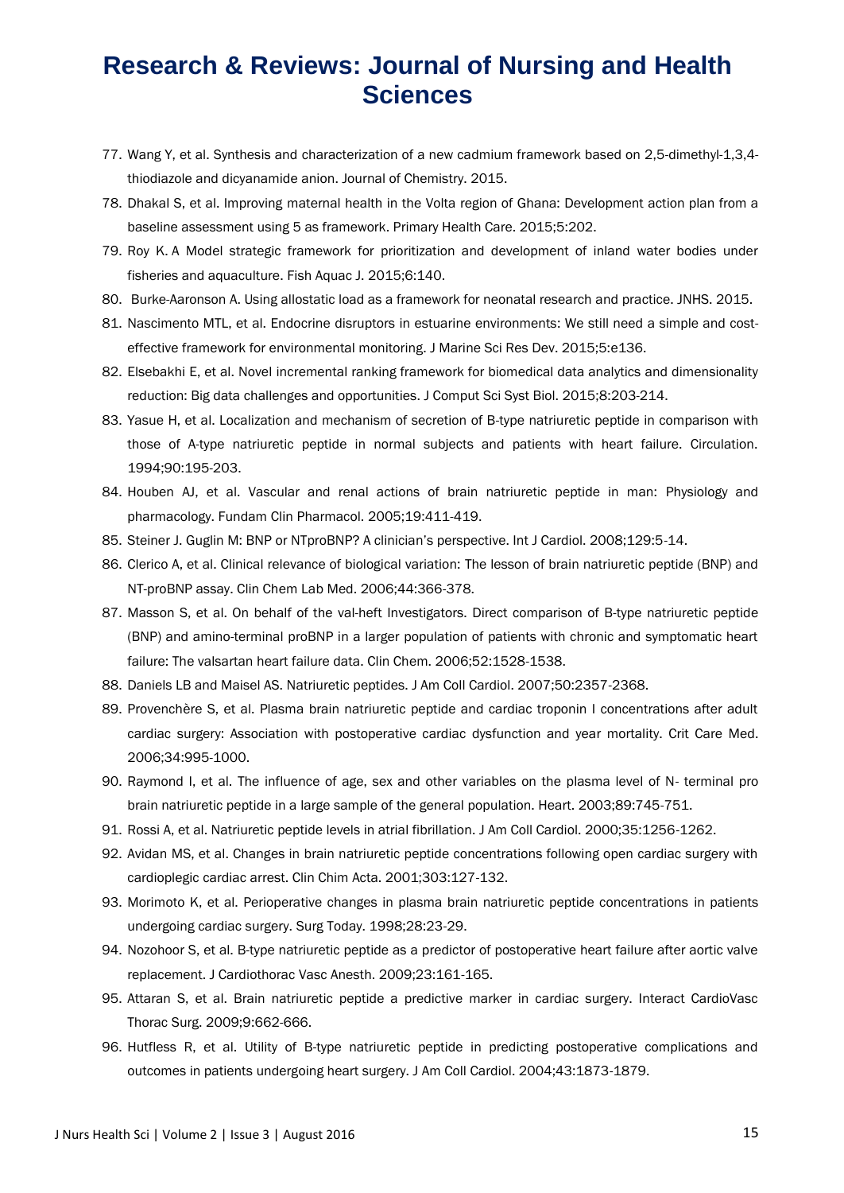77. Wang Y, et al. Synthesis and characterization of a new cadmium framework based on 2,5-dimethyl-1,3,4-thiodiazole and dicyanamide anion. Journal of Chemistry. 2015.
78. Dhakal S, et al. Improving maternal health in the Volta region of Ghana: Development action plan from a baseline assessment using 5 as framework. Primary Health Care. 2015;5:202.
79. Roy K. A Model strategic framework for prioritization and development of inland water bodies under fisheries and aquaculture. Fish Aquac J. 2015;6:140.
80. Burke-Aaronson A. Using allostatic load as a framework for neonatal research and practice. JNHS. 2015.
81. Nascimento MTL, et al. Endocrine disruptors in estuarine environments: We still need a simple and cost-effective framework for environmental monitoring. J Marine Sci Res Dev. 2015;5:e136.
82. Elsebakhi E, et al. Novel incremental ranking framework for biomedical data analytics and dimensionality reduction: Big data challenges and opportunities. J Comput Sci Syst Biol. 2015;8:203-214.
83. Yasue H, et al. Localization and mechanism of secretion of B-type natriuretic peptide in comparison with those of A-type natriuretic peptide in normal subjects and patients with heart failure. Circulation. 1994;90:195-203.
84. Houben AJ, et al. Vascular and renal actions of brain natriuretic peptide in man: Physiology and pharmacology. Fundam Clin Pharmacol. 2005;19:411-419.
85. Steiner J. Guglin M: BNP or NTproBNP? A clinician's perspective. Int J Cardiol. 2008;129:5-14.
86. Clerico A, et al. Clinical relevance of biological variation: The lesson of brain natriuretic peptide (BNP) and NT-proBNP assay. Clin Chem Lab Med. 2006;44:366-378.
87. Masson S, et al. On behalf of the val-heft Investigators. Direct comparison of B-type natriuretic peptide (BNP) and amino-terminal proBNP in a larger population of patients with chronic and symptomatic heart failure: The valsartan heart failure data. Clin Chem. 2006;52:1528-1538.
88. Daniels LB and Maisel AS. Natriuretic peptides. J Am Coll Cardiol. 2007;50:2357-2368.
89. Provenchère S, et al. Plasma brain natriuretic peptide and cardiac troponin I concentrations after adult cardiac surgery: Association with postoperative cardiac dysfunction and year mortality. Crit Care Med. 2006;34:995-1000.
90. Raymond I, et al. The influence of age, sex and other variables on the plasma level of N- terminal pro brain natriuretic peptide in a large sample of the general population. Heart. 2003;89:745-751.
91. Rossi A, et al. Natriuretic peptide levels in atrial fibrillation. J Am Coll Cardiol. 2000;35:1256-1262.
92. Avidan MS, et al. Changes in brain natriuretic peptide concentrations following open cardiac surgery with cardioplegic cardiac arrest. Clin Chim Acta. 2001;303:127-132.
93. Morimoto K, et al. Perioperative changes in plasma brain natriuretic peptide concentrations in patients undergoing cardiac surgery. Surg Today. 1998;28:23-29.
94. Nozohoor S, et al. B-type natriuretic peptide as a predictor of postoperative heart failure after aortic valve replacement. J Cardiothorac Vasc Anesth. 2009;23:161-165.
95. Attaran S, et al. Brain natriuretic peptide a predictive marker in cardiac surgery. Interact CardioVasc Thorac Surg. 2009;9:662-666.
96. Hutfless R, et al. Utility of B-type natriuretic peptide in predicting postoperative complications and outcomes in patients undergoing heart surgery. J Am Coll Cardiol. 2004;43:1873-1879.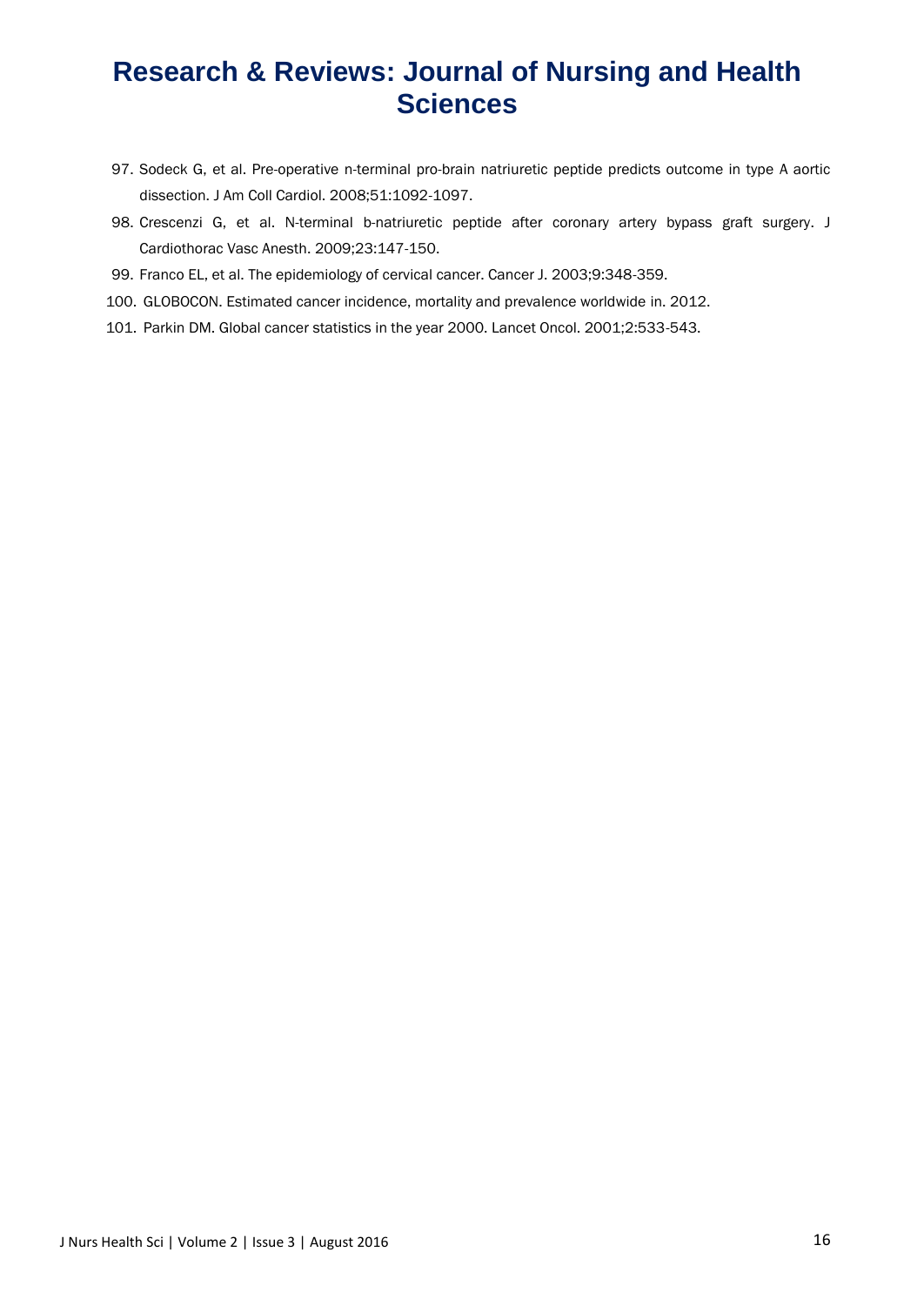97. Sodeck G, et al. Pre-operative n-terminal pro-brain natriuretic peptide predicts outcome in type A aortic dissection. J Am Coll Cardiol. 2008;51:1092-1097.
98. Crescenzi G, et al. N-terminal b-natriuretic peptide after coronary artery bypass graft surgery. J Cardiothorac Vasc Anesth. 2009;23:147-150.
99. Franco EL, et al. The epidemiology of cervical cancer. Cancer J. 2003;9:348-359.
100. GLOBOCON. Estimated cancer incidence, mortality and prevalence worldwide in. 2012.
101. Parkin DM. Global cancer statistics in the year 2000. Lancet Oncol. 2001;2:533-543.